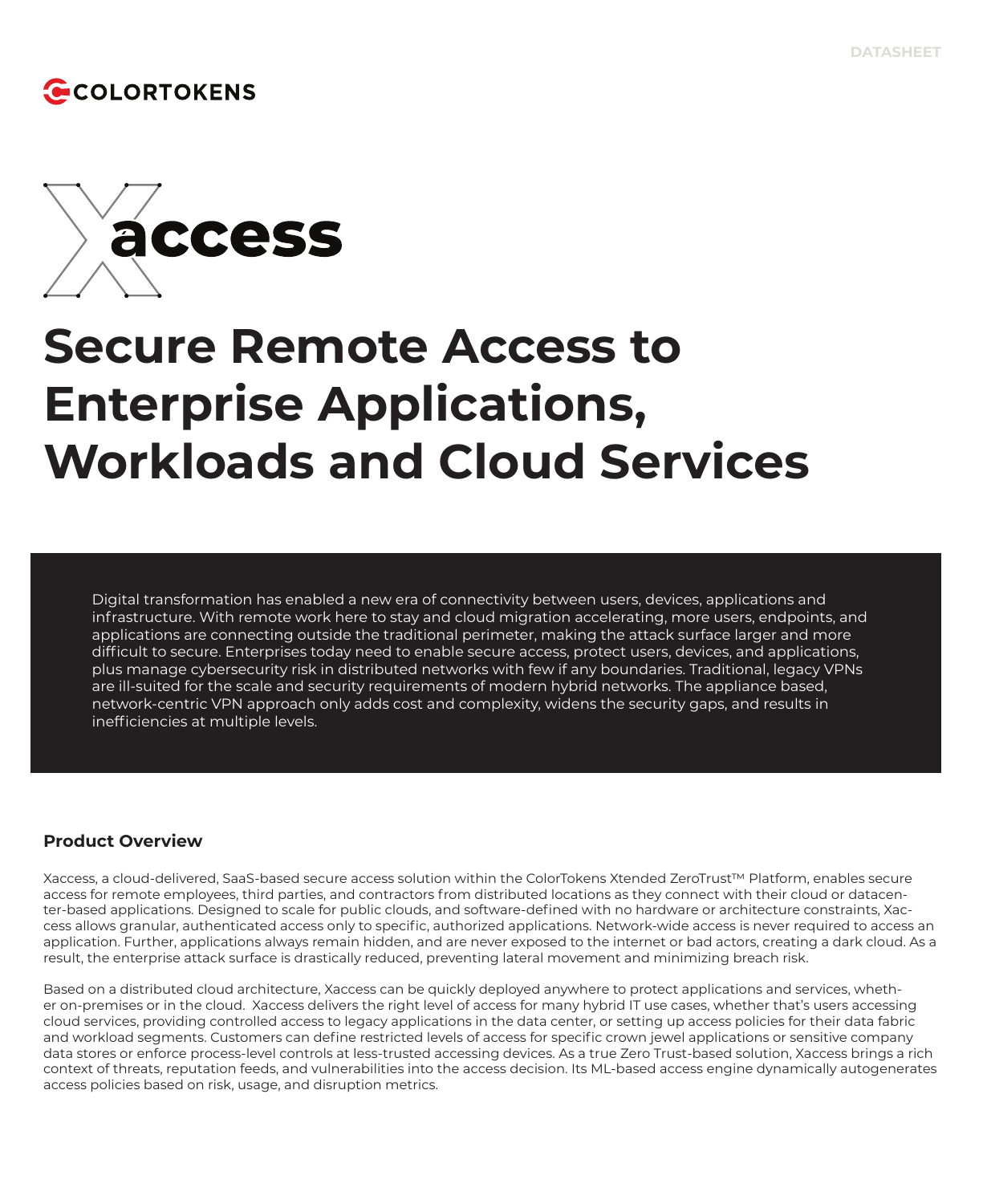DATASHEET

COLORTOKENS

Xaccess

# Secure Remote Access to Enterprise Applications, Workloads and Cloud Services

Digital transformation has enabled a new era of connectivity between users, devices, applications and infrastructure. With remote work here to stay and cloud migration accelerating, more users, endpoints, and applications are connecting outside the traditional perimeter, making the attack surface larger and more difficult to secure. Enterprises today need to enable secure access, protect users, devices, and applications, plus manage cybersecurity risk in distributed networks with few if any boundaries. Traditional, legacy VPNs are ill-suited for the scale and security requirements of modern hybrid networks. The appliance based, network-centric VPN approach only adds cost and complexity, widens the security gaps, and results in inefficiencies at multiple levels.

## Product Overview

Xaccess, a cloud-delivered, SaaS-based secure access solution within the ColorTokens Xtended ZeroTrust™ Platform, enables secure access for remote employees, third parties, and contractors from distributed locations as they connect with their cloud or datacenter-based applications. Designed to scale for public clouds, and software-defined with no hardware or architecture constraints, Xaccess allows granular, authenticated access only to specific, authorized applications. Network-wide access is never required to access an application. Further, applications always remain hidden, and are never exposed to the internet or bad actors, creating a dark cloud. As a result, the enterprise attack surface is drastically reduced, preventing lateral movement and minimizing breach risk.

Based on a distributed cloud architecture, Xaccess can be quickly deployed anywhere to protect applications and services, whether on-premises or in the cloud. Xaccess delivers the right level of access for many hybrid IT use cases, whether that's users accessing cloud services, providing controlled access to legacy applications in the data center, or setting up access policies for their data fabric and workload segments. Customers can define restricted levels of access for specific crown jewel applications or sensitive company data stores or enforce process-level controls at less-trusted accessing devices. As a true Zero Trust-based solution, Xaccess brings a rich context of threats, reputation feeds, and vulnerabilities into the access decision. Its ML-based access engine dynamically autogenerates access policies based on risk, usage, and disruption metrics.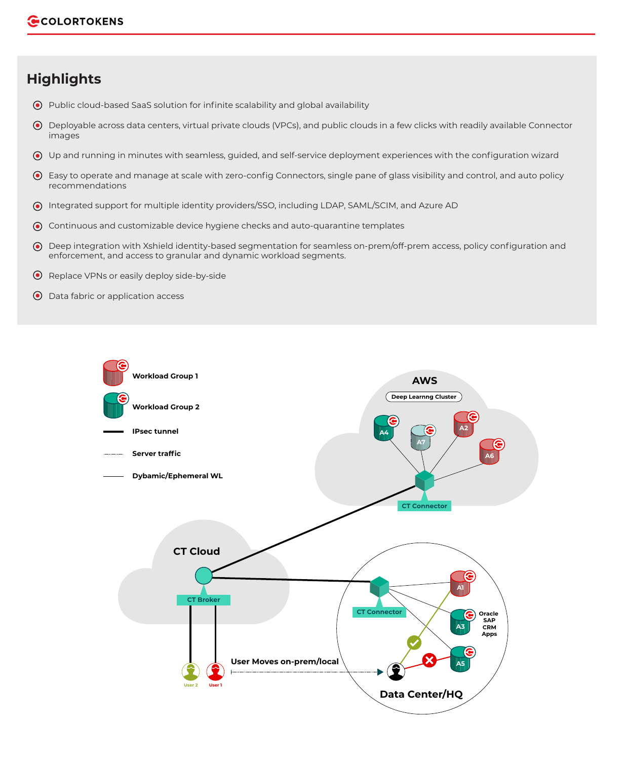## Highlights

- Public cloud-based SaaS solution for infinite scalability and global availability
- Deployable across data centers, virtual private clouds (VPCs), and public clouds in a few clicks with readily available Connector images
- Up and running in minutes with seamless, guided, and self-service deployment experiences with the configuration wizard
- Easy to operate and manage at scale with zero-config Connectors, single pane of glass visibility and control, and auto policy recommendations
- Integrated support for multiple identity providers/SSO, including LDAP, SAML/SCIM, and Azure AD
- Continuous and customizable device hygiene checks and auto-quarantine templates
- Deep integration with Xshield identity-based segmentation for seamless on-prem/off-prem access, policy configuration and enforcement, and access to granular and dynamic workload segments.
- Replace VPNs or easily deploy side-by-side
- Data fabric or application access

Workload Group 1

Workload Group 2

IPsec tunnel

Server traffic

Dybamic/Ephemeral WL

AWS

Deep Learnng Cluster

A4 A7 A2 A6

CT Connector

CT Cloud

CT Broker

CT Connector

A1

A3 Oracle SAP CRM Apps

A5

User 2 User 1

User Moves on-prem/local

Data Center/HQ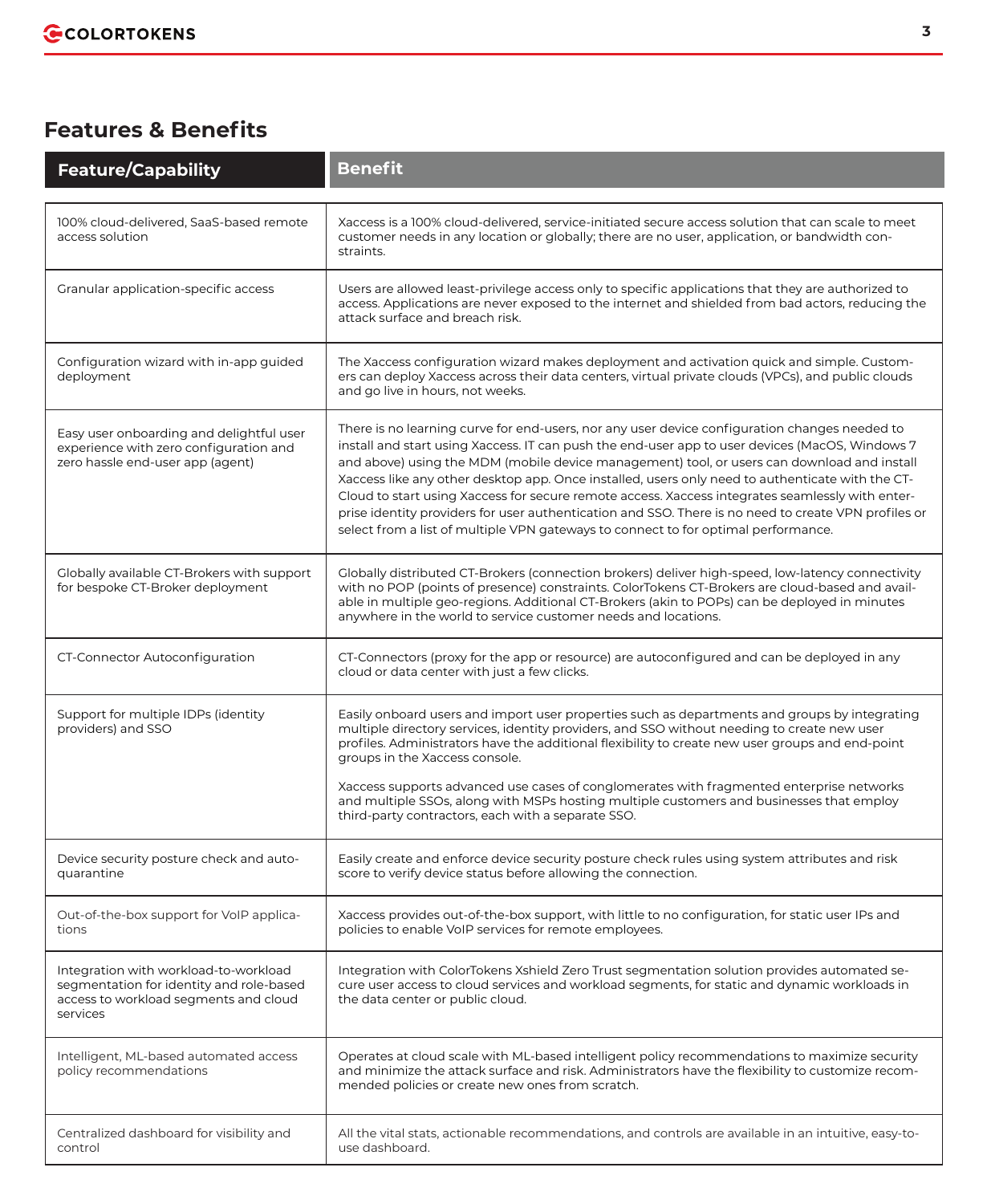## Features & Benefits

| Feature/Capability | Benefit |
|---|---|
| 100% cloud-delivered, SaaS-based remote access solution | Xaccess is a 100% cloud-delivered, service-initiated secure access solution that can scale to meet customer needs in any location or globally; there are no user, application, or bandwidth constraints. |
| Granular application-specific access | Users are allowed least-privilege access only to specific applications that they are authorized to access. Applications are never exposed to the internet and shielded from bad actors, reducing the attack surface and breach risk. |
| Configuration wizard with in-app guided deployment | The Xaccess configuration wizard makes deployment and activation quick and simple. Customers can deploy Xaccess across their data centers, virtual private clouds (VPCs), and public clouds and go live in hours, not weeks. |
| Easy user onboarding and delightful user experience with zero configuration and zero hassle end-user app (agent) | There is no learning curve for end-users, nor any user device configuration changes needed to install and start using Xaccess. IT can push the end-user app to user devices (MacOS, Windows 7 and above) using the MDM (mobile device management) tool, or users can download and install Xaccess like any other desktop app. Once installed, users only need to authenticate with the CT-Cloud to start using Xaccess for secure remote access. Xaccess integrates seamlessly with enterprise identity providers for user authentication and SSO. There is no need to create VPN profiles or select from a list of multiple VPN gateways to connect to for optimal performance. |
| Globally available CT-Brokers with support for bespoke CT-Broker deployment | Globally distributed CT-Brokers (connection brokers) deliver high-speed, low-latency connectivity with no POP (points of presence) constraints. ColorTokens CT-Brokers are cloud-based and available in multiple geo-regions. Additional CT-Brokers (akin to POPs) can be deployed in minutes anywhere in the world to service customer needs and locations. |
| CT-Connector Autoconfiguration | CT-Connectors (proxy for the app or resource) are autoconfigured and can be deployed in any cloud or data center with just a few clicks. |
| Support for multiple IDPs (identity providers) and SSO | Easily onboard users and import user properties such as departments and groups by integrating multiple directory services, identity providers, and SSO without needing to create new user profiles. Administrators have the additional flexibility to create new user groups and end-point groups in the Xaccess console.<br><br>Xaccess supports advanced use cases of conglomerates with fragmented enterprise networks and multiple SSOs, along with MSPs hosting multiple customers and businesses that employ third-party contractors, each with a separate SSO. |
| Device security posture check and auto-quarantine | Easily create and enforce device security posture check rules using system attributes and risk score to verify device status before allowing the connection. |
| Out-of-the-box support for VoIP applications | Xaccess provides out-of-the-box support, with little to no configuration, for static user IPs and policies to enable VoIP services for remote employees. |
| Integration with workload-to-workload segmentation for identity and role-based access to workload segments and cloud services | Integration with ColorTokens Xshield Zero Trust segmentation solution provides automated secure user access to cloud services and workload segments, for static and dynamic workloads in the data center or public cloud. |
| Intelligent, ML-based automated access policy recommendations | Operates at cloud scale with ML-based intelligent policy recommendations to maximize security and minimize the attack surface and risk. Administrators have the flexibility to customize recommended policies or create new ones from scratch. |
| Centralized dashboard for visibility and control | All the vital stats, actionable recommendations, and controls are available in an intuitive, easy-to-use dashboard. |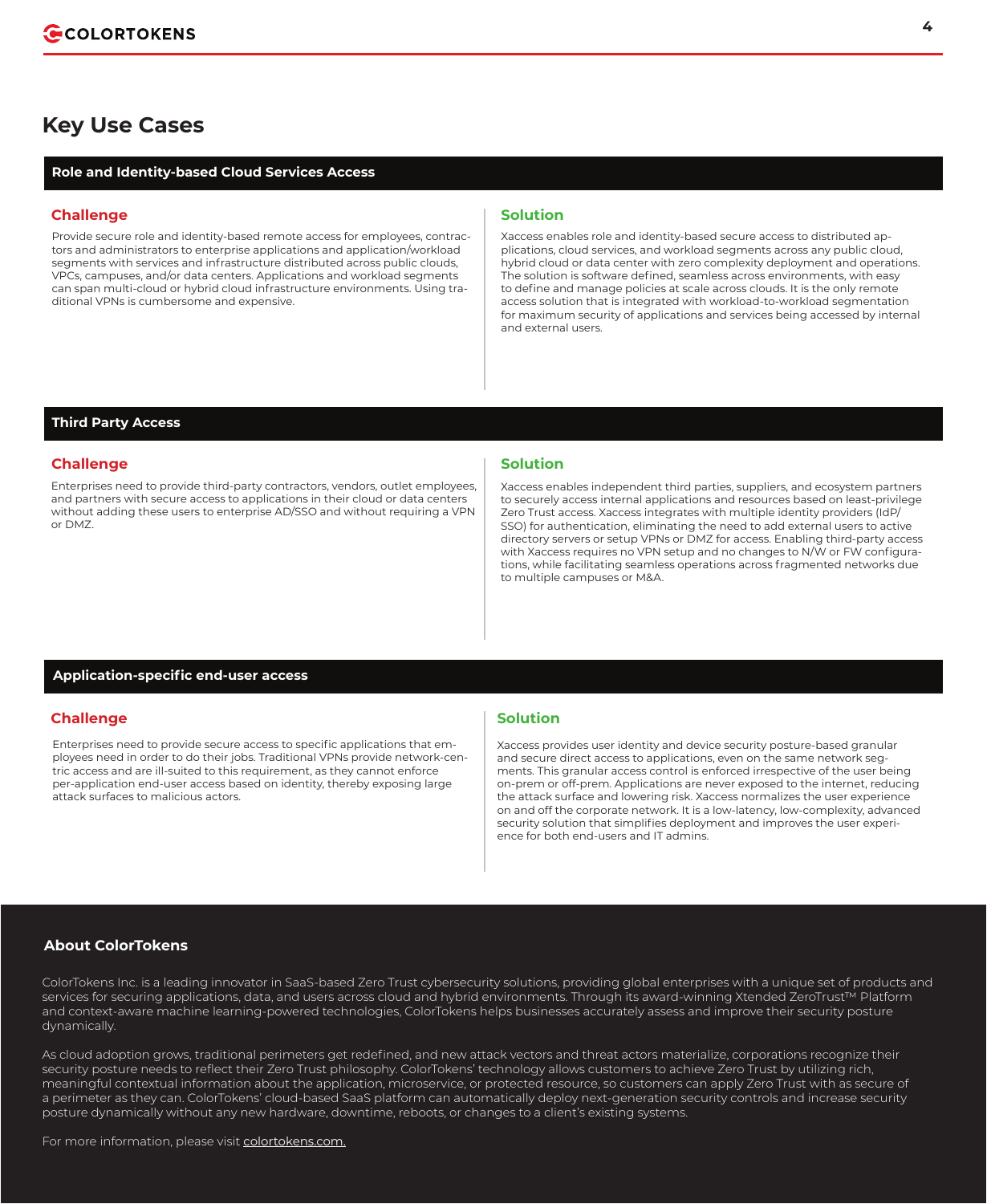## Key Use Cases

### Role and Identity-based Cloud Services Access

#### Challenge

Provide secure role and identity-based remote access for employees, contractors and administrators to enterprise applications and application/workload segments with services and infrastructure distributed across public clouds, VPCs, campuses, and/or data centers. Applications and workload segments can span multi-cloud or hybrid cloud infrastructure environments. Using traditional VPNs is cumbersome and expensive.

#### Solution

Xaccess enables role and identity-based secure access to distributed applications, cloud services, and workload segments across any public cloud, hybrid cloud or data center with zero complexity deployment and operations. The solution is software defined, seamless across environments, with easy to define and manage policies at scale across clouds. It is the only remote access solution that is integrated with workload-to-workload segmentation for maximum security of applications and services being accessed by internal and external users.

### Third Party Access

#### Challenge

Enterprises need to provide third-party contractors, vendors, outlet employees, and partners with secure access to applications in their cloud or data centers without adding these users to enterprise AD/SSO and without requiring a VPN or DMZ.

#### Solution

Xaccess enables independent third parties, suppliers, and ecosystem partners to securely access internal applications and resources based on least-privilege Zero Trust access. Xaccess integrates with multiple identity providers (IdP/SSO) for authentication, eliminating the need to add external users to active directory servers or setup VPNs or DMZ for access. Enabling third-party access with Xaccess requires no VPN setup and no changes to N/W or FW configurations, while facilitating seamless operations across fragmented networks due to multiple campuses or M&A.

### Application-specific end-user access

#### Challenge

Enterprises need to provide secure access to specific applications that employees need in order to do their jobs. Traditional VPNs provide network-centric access and are ill-suited to this requirement, as they cannot enforce per-application end-user access based on identity, thereby exposing large attack surfaces to malicious actors.

#### Solution

Xaccess provides user identity and device security posture-based granular and secure direct access to applications, even on the same network segments. This granular access control is enforced irrespective of the user being on-prem or off-prem. Applications are never exposed to the internet, reducing the attack surface and lowering risk. Xaccess normalizes the user experience on and off the corporate network. It is a low-latency, low-complexity, advanced security solution that simplifies deployment and improves the user experience for both end-users and IT admins.

## About ColorTokens

ColorTokens Inc. is a leading innovator in SaaS-based Zero Trust cybersecurity solutions, providing global enterprises with a unique set of products and services for securing applications, data, and users across cloud and hybrid environments. Through its award-winning Xtended ZeroTrust™ Platform and context-aware machine learning-powered technologies, ColorTokens helps businesses accurately assess and improve their security posture dynamically.

As cloud adoption grows, traditional perimeters get redefined, and new attack vectors and threat actors materialize, corporations recognize their security posture needs to reflect their Zero Trust philosophy. ColorTokens' technology allows customers to achieve Zero Trust by utilizing rich, meaningful contextual information about the application, microservice, or protected resource, so customers can apply Zero Trust with as secure of a perimeter as they can. ColorTokens' cloud-based SaaS platform can automatically deploy next-generation security controls and increase security posture dynamically without any new hardware, downtime, reboots, or changes to a client's existing systems.

For more information, please visit colortokens.com.